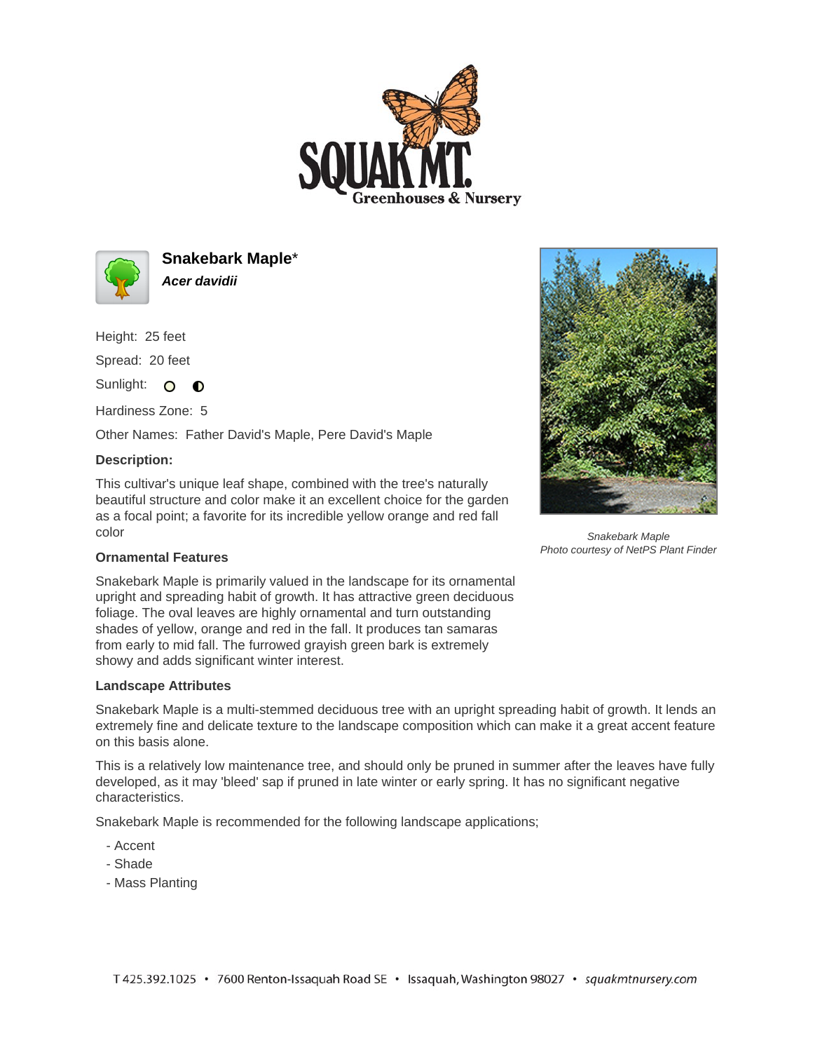# Snakebark Maple*

***Acer davidii***

Height: 25 feet

Spread: 20 feet

Sunlight: ○ ◐

Hardiness Zone: 5

Other Names: Father David's Maple, Pere David's Maple

**Description:**

This cultivar's unique leaf shape, combined with the tree's naturally beautiful structure and color make it an excellent choice for the garden as a focal point; a favorite for its incredible yellow orange and red fall color

*Snakebark Maple*
*Photo courtesy of NetPS Plant Finder*

### Ornamental Features

Snakebark Maple is primarily valued in the landscape for its ornamental upright and spreading habit of growth. It has attractive green deciduous foliage. The oval leaves are highly ornamental and turn outstanding shades of yellow, orange and red in the fall. It produces tan samaras from early to mid fall. The furrowed grayish green bark is extremely showy and adds significant winter interest.

### Landscape Attributes

Snakebark Maple is a multi-stemmed deciduous tree with an upright spreading habit of growth. It lends an extremely fine and delicate texture to the landscape composition which can make it a great accent feature on this basis alone.

This is a relatively low maintenance tree, and should only be pruned in summer after the leaves have fully developed, as it may 'bleed' sap if pruned in late winter or early spring. It has no significant negative characteristics.

Snakebark Maple is recommended for the following landscape applications;

- Accent
- Shade
- Mass Planting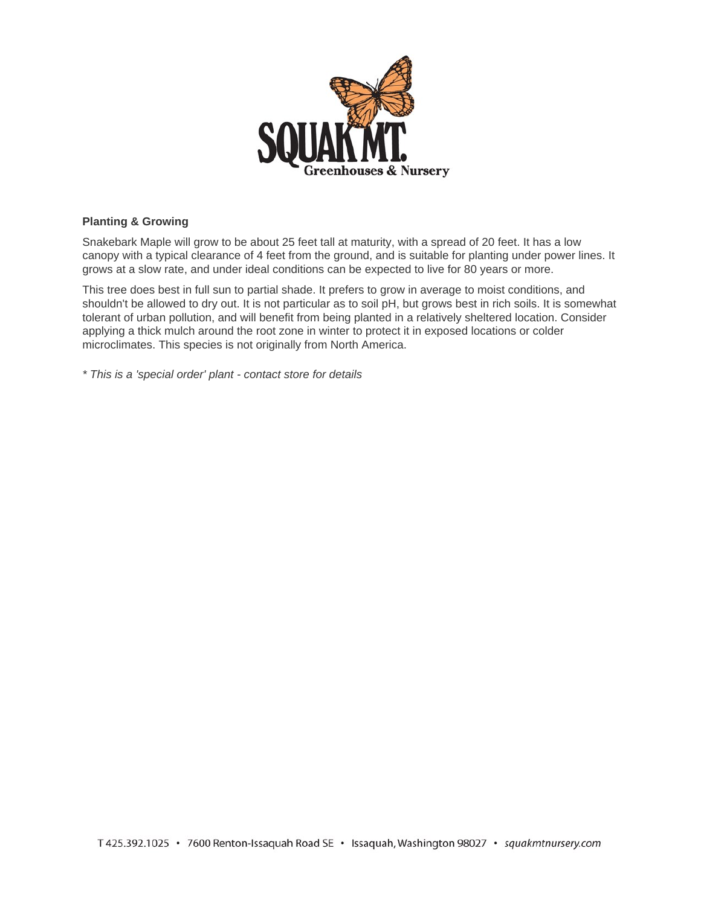**Planting & Growing**

Snakebark Maple will grow to be about 25 feet tall at maturity, with a spread of 20 feet. It has a low canopy with a typical clearance of 4 feet from the ground, and is suitable for planting under power lines. It grows at a slow rate, and under ideal conditions can be expected to live for 80 years or more.

This tree does best in full sun to partial shade. It prefers to grow in average to moist conditions, and shouldn't be allowed to dry out. It is not particular as to soil pH, but grows best in rich soils. It is somewhat tolerant of urban pollution, and will benefit from being planted in a relatively sheltered location. Consider applying a thick mulch around the root zone in winter to protect it in exposed locations or colder microclimates. This species is not originally from North America.

*\* This is a 'special order' plant - contact store for details*